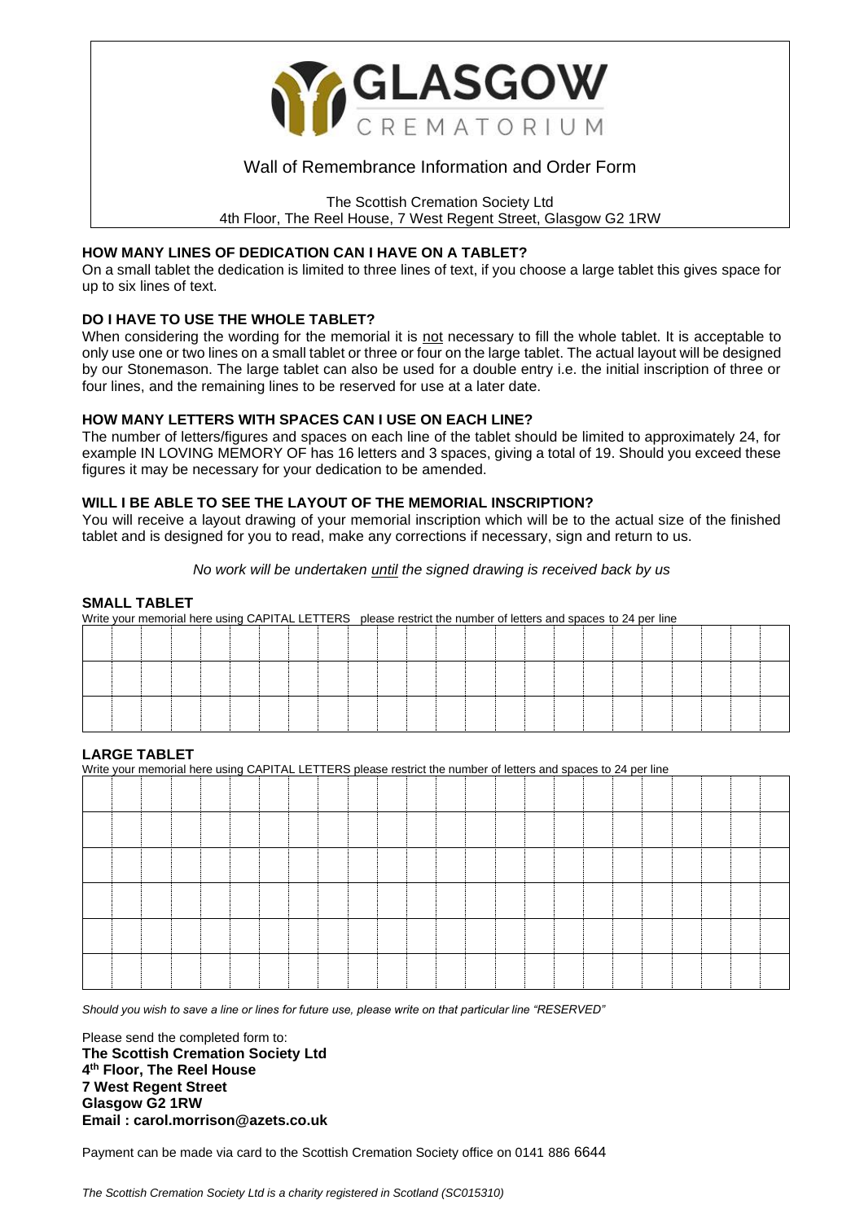# GLASGOW CREMATORIUM

## Wall of Remembrance Information and Order Form

The Scottish Cremation Society Ltd
4th Floor, The Reel House, 7 West Regent Street, Glasgow G2 1RW

**HOW MANY LINES OF DEDICATION CAN I HAVE ON A TABLET?**

On a small tablet the dedication is limited to three lines of text, if you choose a large tablet this gives space for up to six lines of text.

**DO I HAVE TO USE THE WHOLE TABLET?**

When considering the wording for the memorial it is not necessary to fill the whole tablet. It is acceptable to only use one or two lines on a small tablet or three or four on the large tablet. The actual layout will be designed by our Stonemason. The large tablet can also be used for a double entry i.e. the initial inscription of three or four lines, and the remaining lines to be reserved for use at a later date.

**HOW MANY LETTERS WITH SPACES CAN I USE ON EACH LINE?**

The number of letters/figures and spaces on each line of the tablet should be limited to approximately 24, for example IN LOVING MEMORY OF has 16 letters and 3 spaces, giving a total of 19. Should you exceed these figures it may be necessary for your dedication to be amended.

**WILL I BE ABLE TO SEE THE LAYOUT OF THE MEMORIAL INSCRIPTION?**

You will receive a layout drawing of your memorial inscription which will be to the actual size of the finished tablet and is designed for you to read, make any corrections if necessary, sign and return to us.

*No work will be undertaken until the signed drawing is received back by us*

**SMALL TABLET**

Write your memorial here using CAPITAL LETTERS please restrict the number of letters and spaces to 24 per line

| | | | | | | | | | | | | | | | | | | | | | | | |
|---|---|---|---|---|---|---|---|---|---|---|---|---|---|---|---|---|---|---|---|---|---|---|---|
| | | | | | | | | | | | | | | | | | | | | | | | |
| | | | | | | | | | | | | | | | | | | | | | | | |
| | | | | | | | | | | | | | | | | | | | | | | | |

**LARGE TABLET**

Write your memorial here using CAPITAL LETTERS please restrict the number of letters and spaces to 24 per line

| | | | | | | | | | | | | | | | | | | | | | | | |
|---|---|---|---|---|---|---|---|---|---|---|---|---|---|---|---|---|---|---|---|---|---|---|---|
| | | | | | | | | | | | | | | | | | | | | | | | |
| | | | | | | | | | | | | | | | | | | | | | | | |
| | | | | | | | | | | | | | | | | | | | | | | | |
| | | | | | | | | | | | | | | | | | | | | | | | |
| | | | | | | | | | | | | | | | | | | | | | | | |
| | | | | | | | | | | | | | | | | | | | | | | | |

*Should you wish to save a line or lines for future use, please write on that particular line "RESERVED"*

Please send the completed form to:
**The Scottish Cremation Society Ltd**
**4th Floor, The Reel House**
**7 West Regent Street**
**Glasgow G2 1RW**
**Email : carol.morrison@azets.co.uk**

Payment can be made via card to the Scottish Cremation Society office on 0141 886 6644

*The Scottish Cremation Society Ltd is a charity registered in Scotland (SC015310)*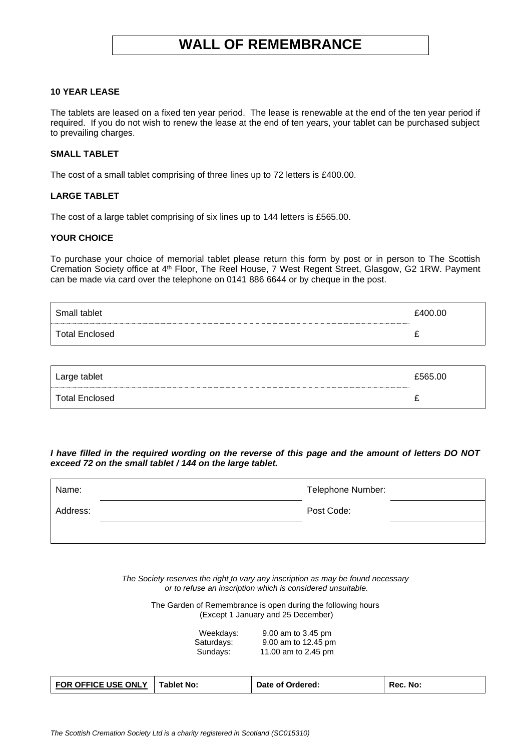# WALL OF REMEMBRANCE

**10 YEAR LEASE**

The tablets are leased on a fixed ten year period. The lease is renewable at the end of the ten year period if required. If you do not wish to renew the lease at the end of ten years, your tablet can be purchased subject to prevailing charges.

**SMALL TABLET**

The cost of a small tablet comprising of three lines up to 72 letters is £400.00.

**LARGE TABLET**

The cost of a large tablet comprising of six lines up to 144 letters is £565.00.

**YOUR CHOICE**

To purchase your choice of memorial tablet please return this form by post or in person to The Scottish Cremation Society office at 4th Floor, The Reel House, 7 West Regent Street, Glasgow, G2 1RW. Payment can be made via card over the telephone on 0141 886 6644 or by cheque in the post.

| | |
|---|---|
| Small tablet | £400.00 |
| Total Enclosed | £ |

| | |
|---|---|
| Large tablet | £565.00 |
| Total Enclosed | £ |

***I have filled in the required wording on the reverse of this page and the amount of letters DO NOT exceed 72 on the small tablet / 144 on the large tablet.***

| | | | |
|---|---|---|---|
| Name: | | Telephone Number: | |
| Address: | | Post Code: | |
| | | | |

*The Society reserves the right to vary any inscription as may be found necessary or to refuse an inscription which is considered unsuitable.*

The Garden of Remembrance is open during the following hours
(Except 1 January and 25 December)

| | |
|---|---|
| Weekdays: | 9.00 am to 3.45 pm |
| Saturdays: | 9.00 am to 12.45 pm |
| Sundays: | 11.00 am to 2.45 pm |

| | | | |
|---|---|---|---|
| **FOR OFFICE USE ONLY** | **Tablet No:** | **Date of Ordered:** | **Rec. No:** |

*The Scottish Cremation Society Ltd is a charity registered in Scotland (SC015310)*